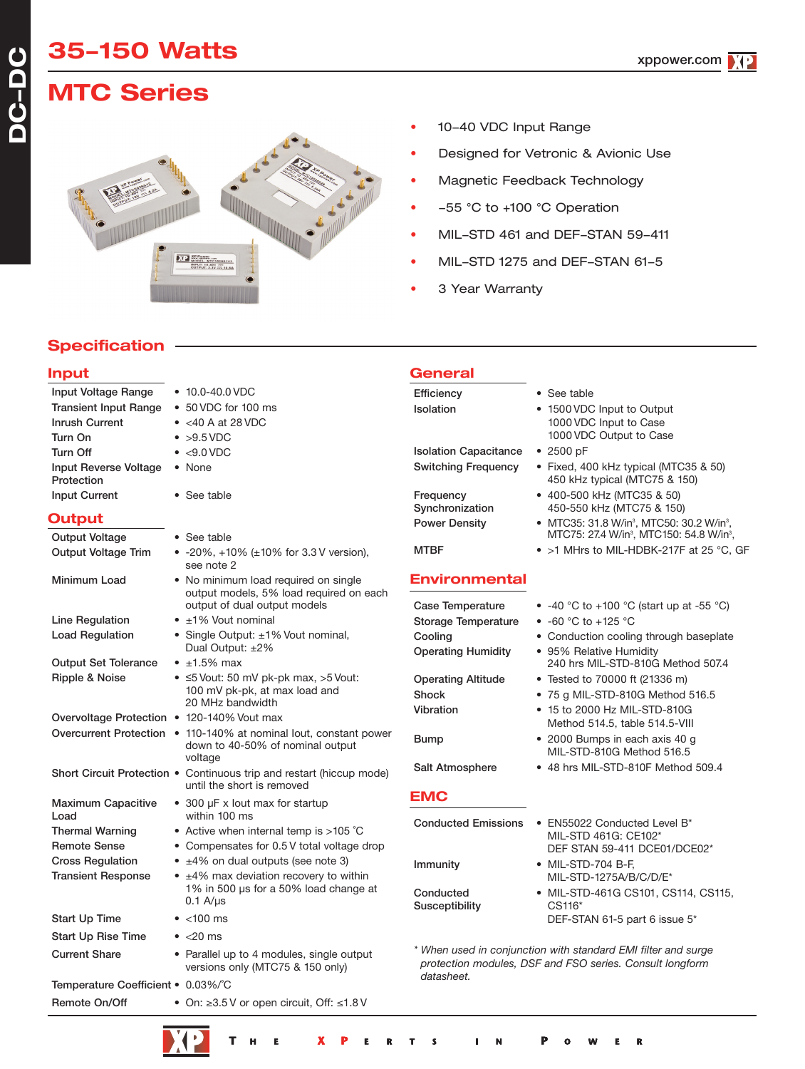# 35–150 Watts

# MTC Series

- 10–40 VDC Input Range
- Designed for Vetronic & Avionic Use
- Magnetic Feedback Technology
- –55 °C to +100 °C Operation
- MIL–STD 461 and DEF–STAN 59–411
- MIL–STD 1275 and DEF–STAN 61–5
- 3 Year Warranty

## Specification

### Input

| | |
|---|---|
| Input Voltage Range | • 10.0-40.0 VDC |
| Transient Input Range | • 50 VDC for 100 ms |
| Inrush Current | • <40 A at 28 VDC |
| Turn On | • >9.5 VDC |
| Turn Off | • <9.0 VDC |
| Input Reverse Voltage Protection | • None |
| Input Current | • See table |

### Output

| | |
|---|---|
| Output Voltage | • See table |
| Output Voltage Trim | • -20%, +10% (±10% for 3.3 V version), see note 2 |
| Minimum Load | • No minimum load required on single output models, 5% load required on each output of dual output models |
| Line Regulation | • ±1% Vout nominal |
| Load Regulation | • Single Output: ±1% Vout nominal, Dual Output: ±2% |
| Output Set Tolerance | • ±1.5% max |
| Ripple & Noise | • ≤5 Vout: 50 mV pk-pk max, >5 Vout: 100 mV pk-pk, at max load and 20 MHz bandwidth |
| Overvoltage Protection | • 120-140% Vout max |
| Overcurrent Protection | • 110-140% at nominal Iout, constant power down to 40-50% of nominal output voltage |
| Short Circuit Protection | • Continuous trip and restart (hiccup mode) until the short is removed |
| Maximum Capacitive Load | • 300 µF x Iout max for startup within 100 ms |
| Thermal Warning | • Active when internal temp is >105 ˚C |
| Remote Sense | • Compensates for 0.5 V total voltage drop |
| Cross Regulation | • ±4% on dual outputs (see note 3) |
| Transient Response | • ±4% max deviation recovery to within 1% in 500 µs for a 50% load change at 0.1 A/µs |
| Start Up Time | • <100 ms |
| Start Up Rise Time | • <20 ms |
| Current Share | • Parallel up to 4 modules, single output versions only (MTC75 & 150 only) |
| Temperature Coefficient | • 0.03%/˚C |
| Remote On/Off | • On: ≥3.5 V or open circuit, Off: ≤1.8 V |

### General

| | |
|---|---|
| Efficiency | • See table |
| Isolation | • 1500 VDC Input to Output<br>1000 VDC Input to Case<br>1000 VDC Output to Case |
| Isolation Capacitance | • 2500 pF |
| Switching Frequency | • Fixed, 400 kHz typical (MTC35 & 50)<br>450 kHz typical (MTC75 & 150) |
| Frequency Synchronization | • 400-500 kHz (MTC35 & 50)<br>450-550 kHz (MTC75 & 150) |
| Power Density | • MTC35: 31.8 W/in³, MTC50: 30.2 W/in³, MTC75: 27.4 W/in³, MTC150: 54.8 W/in³, |
| MTBF | • >1 MHrs to MIL-HDBK-217F at 25 °C, GF |

### Environmental

| | |
|---|---|
| Case Temperature | • -40 °C to +100 °C (start up at -55 °C) |
| Storage Temperature | • -60 °C to +125 °C |
| Cooling | • Conduction cooling through baseplate |
| Operating Humidity | • 95% Relative Humidity<br>240 hrs MIL-STD-810G Method 507.4 |
| Operating Altitude | • Tested to 70000 ft (21336 m) |
| Shock | • 75 g MIL-STD-810G Method 516.5 |
| Vibration | • 15 to 2000 Hz MIL-STD-810G Method 514.5, table 514.5-VIII |
| Bump | • 2000 Bumps in each axis 40 g MIL-STD-810G Method 516.5 |
| Salt Atmosphere | • 48 hrs MIL-STD-810F Method 509.4 |

### EMC

| | |
|---|---|
| Conducted Emissions | • EN55022 Conducted Level B*<br>MIL-STD 461G: CE102*<br>DEF STAN 59-411 DCE01/DCE02* |
| Immunity | • MIL-STD-704 B-F,<br>MIL-STD-1275A/B/C/D/E* |
| Conducted Susceptibility | • MIL-STD-461G CS101, CS114, CS115, CS116*<br>DEF-STAN 61-5 part 6 issue 5* |

*\* When used in conjunction with standard EMI filter and surge protection modules, DSF and FSO series. Consult longform datasheet.*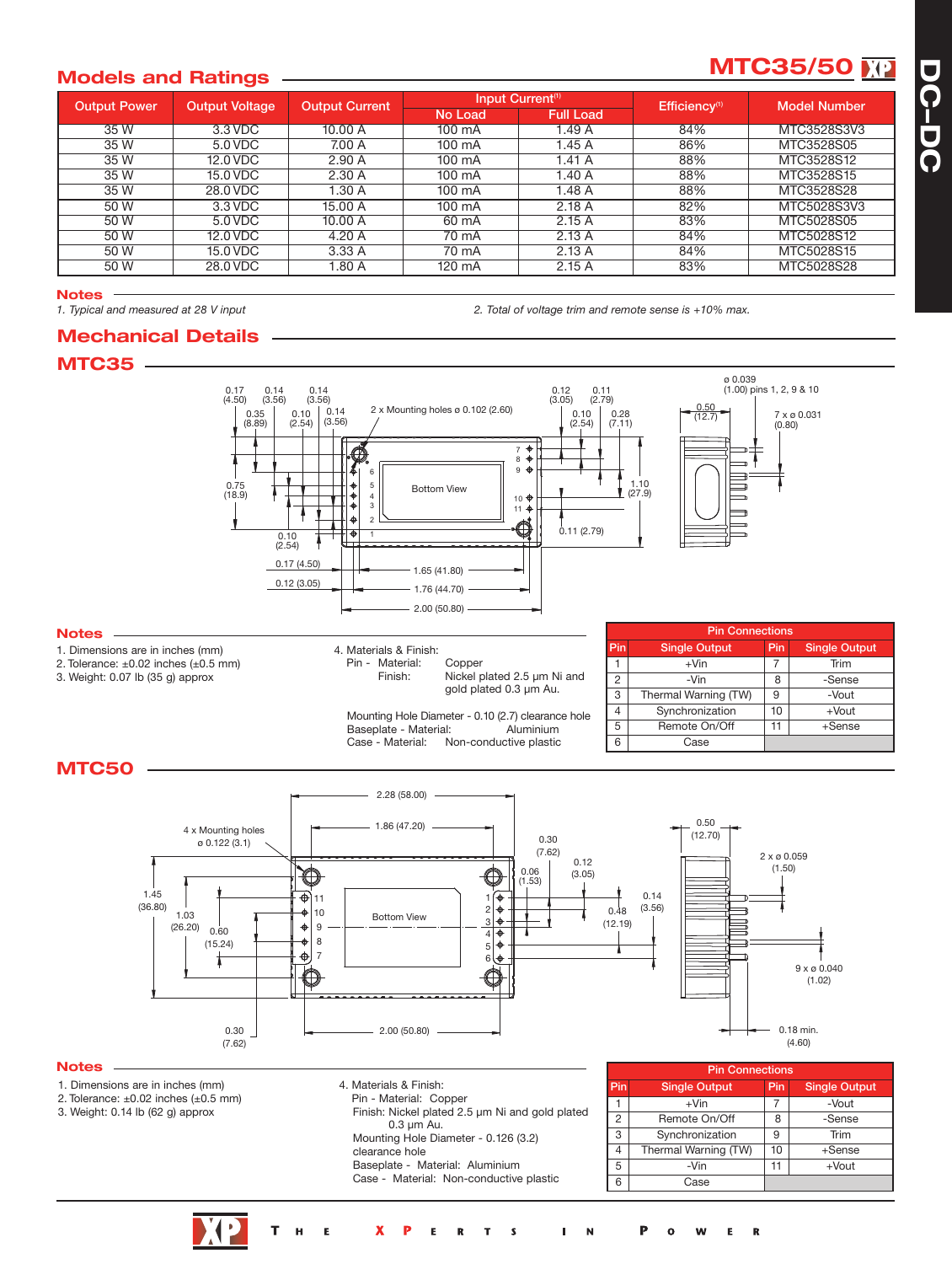# MTC35/50

## Models and Ratings

| Output Power | Output Voltage | Output Current | Input Current[1] | | Efficiency[1] | Model Number |
|---|---|---|---|---|---|---|
| | | | No Load | Full Load | | |
| 35 W | 3.3 VDC | 10.00 A | 100 mA | 1.49 A | 84% | MTC3528S3V3 |
| 35 W | 5.0 VDC | 7.00 A | 100 mA | 1.45 A | 86% | MTC3528S05 |
| 35 W | 12.0 VDC | 2.90 A | 100 mA | 1.41 A | 88% | MTC3528S12 |
| 35 W | 15.0 VDC | 2.30 A | 100 mA | 1.40 A | 88% | MTC3528S15 |
| 35 W | 28.0 VDC | 1.30 A | 100 mA | 1.48 A | 88% | MTC3528S28 |
| 50 W | 3.3 VDC | 15.00 A | 100 mA | 2.18 A | 82% | MTC5028S3V3 |
| 50 W | 5.0 VDC | 10.00 A | 60 mA | 2.15 A | 83% | MTC5028S05 |
| 50 W | 12.0 VDC | 4.20 A | 70 mA | 2.13 A | 84% | MTC5028S12 |
| 50 W | 15.0 VDC | 3.33 A | 70 mA | 2.13 A | 84% | MTC5028S15 |
| 50 W | 28.0 VDC | 1.80 A | 120 mA | 2.15 A | 83% | MTC5028S28 |

### Notes

1. *Typical and measured at 28 V input*
2. *Total of voltage trim and remote sense is +10% max.*

## Mechanical Details

### MTC35

### Notes

1. Dimensions are in inches (mm)
2. Tolerance: ±0.02 inches (±0.5 mm)
3. Weight: 0.07 lb (35 g) approx
4. Materials & Finish:
   Pin - Material: Copper
   Finish: Nickel plated 2.5 µm Ni and gold plated 0.3 µm Au.

   Mounting Hole Diameter - 0.10 (2.7) clearance hole
   Baseplate - Material: Aluminium
   Case - Material: Non-conductive plastic

| Pin Connections | | | |
|---|---|---|---|
| Pin | Single Output | Pin | Single Output |
| 1 | +Vin | 7 | Trim |
| 2 | -Vin | 8 | -Sense |
| 3 | Thermal Warning (TW) | 9 | -Vout |
| 4 | Synchronization | 10 | +Vout |
| 5 | Remote On/Off | 11 | +Sense |
| 6 | Case | | |

### MTC50

### Notes

1. Dimensions are in inches (mm)
2. Tolerance: ±0.02 inches (±0.5 mm)
3. Weight: 0.14 lb (62 g) approx
4. Materials & Finish:
   Pin - Material: Copper
   Finish: Nickel plated 2.5 µm Ni and gold plated 0.3 µm Au.
   Mounting Hole Diameter - 0.126 (3.2) clearance hole
   Baseplate - Material: Aluminium
   Case - Material: Non-conductive plastic

| Pin Connections | | | |
|---|---|---|---|
| Pin | Single Output | Pin | Single Output |
| 1 | +Vin | 7 | -Vout |
| 2 | Remote On/Off | 8 | -Sense |
| 3 | Synchronization | 9 | Trim |
| 4 | Thermal Warning (TW) | 10 | +Sense |
| 5 | -Vin | 11 | +Vout |
| 6 | Case | | |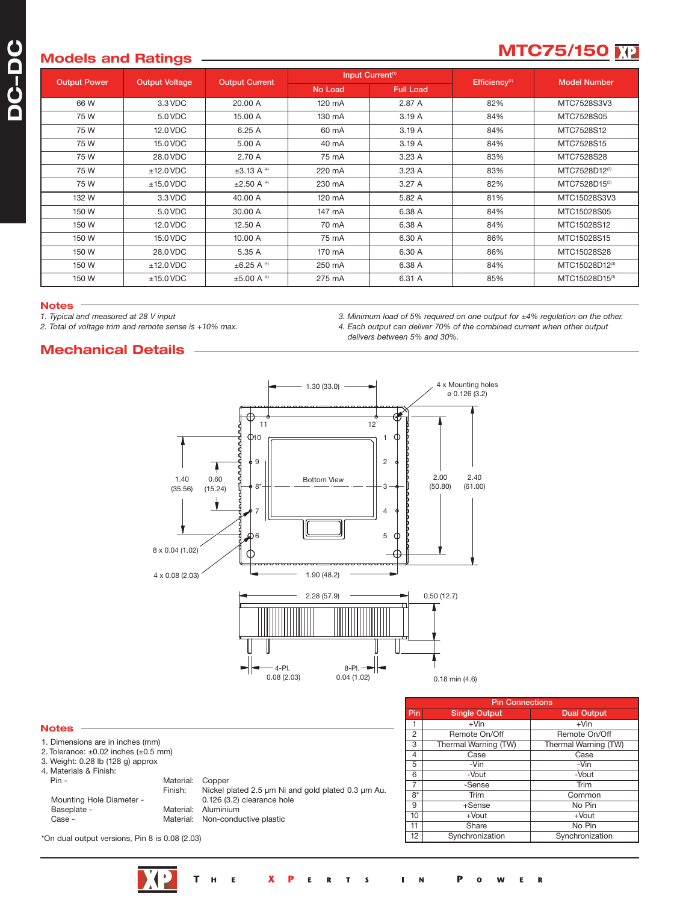## Models and Ratings

| Output Power | Output Voltage | Output Current | Input Current[1] | | Efficiency[1] | Model Number |
|---|---|---|---|---|---|---|
| | | | No Load | Full Load | | |
| 66 W | 3.3 VDC | 20.00 A | 120 mA | 2.87 A | 82% | MTC7528S3V3 |
| 75 W | 5.0 VDC | 15.00 A | 130 mA | 3.19 A | 84% | MTC7528S05 |
| 75 W | 12.0 VDC | 6.25 A | 60 mA | 3.19 A | 84% | MTC7528S12 |
| 75 W | 15.0 VDC | 5.00 A | 40 mA | 3.19 A | 84% | MTC7528S15 |
| 75 W | 28.0 VDC | 2.70 A | 75 mA | 3.23 A | 83% | MTC7528S28 |
| 75 W | ±12.0 VDC | ±3.13 A [4] | 220 mA | 3.23 A | 83% | MTC7528D12[3] |
| 75 W | ±15.0 VDC | ±2.50 A [4] | 230 mA | 3.27 A | 82% | MTC7528D15[3] |
| 132 W | 3.3 VDC | 40.00 A | 120 mA | 5.82 A | 81% | MTC15028S3V3 |
| 150 W | 5.0 VDC | 30.00 A | 147 mA | 6.38 A | 84% | MTC15028S05 |
| 150 W | 12.0 VDC | 12.50 A | 70 mA | 6.38 A | 84% | MTC15028S12 |
| 150 W | 15.0 VDC | 10.00 A | 75 mA | 6.30 A | 86% | MTC15028S15 |
| 150 W | 28.0 VDC | 5.35 A | 170 mA | 6.30 A | 86% | MTC15028S28 |
| 150 W | ±12.0 VDC | ±6.25 A [4] | 250 mA | 6.38 A | 84% | MTC15028D12[3] |
| 150 W | ±15.0 VDC | ±5.00 A [4] | 275 mA | 6.31 A | 85% | MTC15028D15[3] |

### Notes

*1. Typical and measured at 28 V input*
*2. Total of voltage trim and remote sense is +10% max.*
*3. Minimum load of 5% required on one output for ±4% regulation on the other.*
*4. Each output can deliver 70% of the combined current when other output delivers between 5% and 30%.*

## Mechanical Details

### Notes

1. Dimensions are in inches (mm)
2. Tolerance: ±0.02 inches (±0.5 mm)
3. Weight: 0.28 lb (128 g) approx
4. Materials & Finish:
   - Pin - Material: Copper; Finish: Nickel plated 2.5 µm Ni and gold plated 0.3 µm Au.
   - Mounting Hole Diameter - 0.126 (3.2) clearance hole
   - Baseplate - Material: Aluminium
   - Case - Material: Non-conductive plastic

*On dual output versions, Pin 8 is 0.08 (2.03)

| Pin Connections | | |
|---|---|---|
| Pin | Single Output | Dual Output |
| 1 | +Vin | +Vin |
| 2 | Remote On/Off | Remote On/Off |
| 3 | Thermal Warning (TW) | Thermal Warning (TW) |
| 4 | Case | Case |
| 5 | -Vin | -Vin |
| 6 | -Vout | -Vout |
| 7 | -Sense | Trim |
| 8* | Trim | Common |
| 9 | +Sense | No Pin |
| 10 | +Vout | +Vout |
| 11 | Share | No Pin |
| 12 | Synchronization | Synchronization |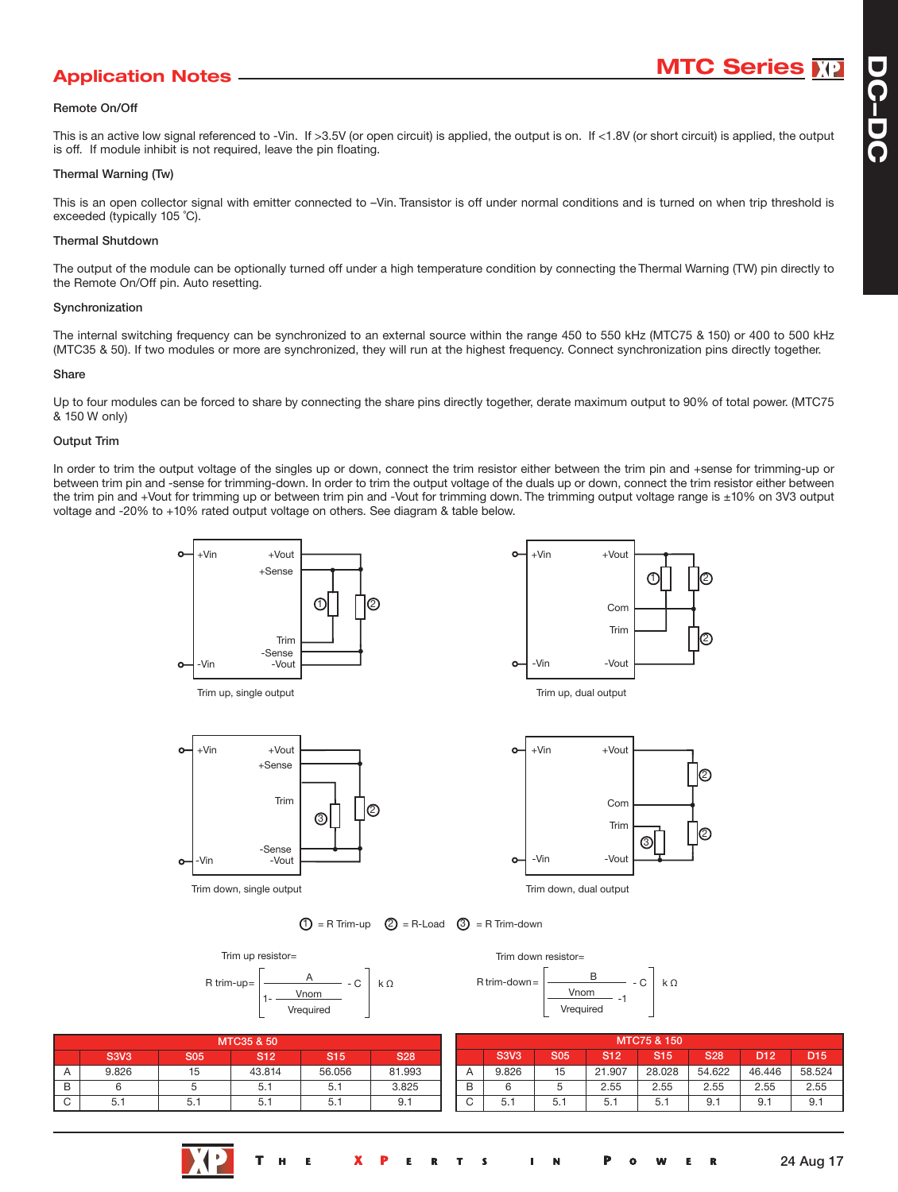## Application Notes

### Remote On/Off

This is an active low signal referenced to -Vin. If >3.5V (or open circuit) is applied, the output is on. If <1.8V (or short circuit) is applied, the output is off. If module inhibit is not required, leave the pin floating.

### Thermal Warning (Tw)

This is an open collector signal with emitter connected to –Vin. Transistor is off under normal conditions and is turned on when trip threshold is exceeded (typically 105 ˚C).

### Thermal Shutdown

The output of the module can be optionally turned off under a high temperature condition by connecting the Thermal Warning (TW) pin directly to the Remote On/Off pin. Auto resetting.

### Synchronization

The internal switching frequency can be synchronized to an external source within the range 450 to 550 kHz (MTC75 & 150) or 400 to 500 kHz (MTC35 & 50). If two modules or more are synchronized, they will run at the highest frequency. Connect synchronization pins directly together.

### Share

Up to four modules can be forced to share by connecting the share pins directly together, derate maximum output to 90% of total power. (MTC75 & 150 W only)

### Output Trim

In order to trim the output voltage of the singles up or down, connect the trim resistor either between the trim pin and +sense for trimming-up or between trim pin and -sense for trimming-down. In order to trim the output voltage of the duals up or down, connect the trim resistor either between the trim pin and +Vout for trimming up or between trim pin and -Vout for trimming down. The trimming output voltage range is ±10% on 3V3 output voltage and -20% to +10% rated output voltage on others. See diagram & table below.

+Vin +Vout +Sense Trim -Sense -Vin -Vout ① ②

Trim up, single output

+Vin +Vout Com Trim -Vin -Vout ① ② ②

Trim up, dual output

+Vin +Vout +Sense Trim -Sense -Vin -Vout ③ ②

Trim down, single output

+Vin +Vout Com Trim -Vin -Vout ② ③ ②

Trim down, dual output

① = R Trim-up ② = R-Load ③ = R Trim-down

Trim up resistor=

$$R\ trim\text{-}up = \left[ \frac{A}{1 - \frac{Vnom}{Vrequired}} - C \right] k\Omega$$

Trim down resistor=

$$R\ trim\text{-}down = \left[ \frac{B}{\frac{Vnom}{Vrequired} - 1} - C \right] k\Omega$$

| MTC35 & 50 | | | | | |
|---|---|---|---|---|---|
| | S3V3 | S05 | S12 | S15 | S28 |
| A | 9.826 | 15 | 43.814 | 56.056 | 81.993 |
| B | 6 | 5 | 5.1 | 5.1 | 3.825 |
| C | 5.1 | 5.1 | 5.1 | 5.1 | 9.1 |

| MTC75 & 150 | | | | | | | |
|---|---|---|---|---|---|---|---|
| | S3V3 | S05 | S12 | S15 | S28 | D12 | D15 |
| A | 9.826 | 15 | 21.907 | 28.028 | 54.622 | 46.446 | 58.524 |
| B | 6 | 5 | 2.55 | 2.55 | 2.55 | 2.55 | 2.55 |
| C | 5.1 | 5.1 | 5.1 | 5.1 | 9.1 | 9.1 | 9.1 |